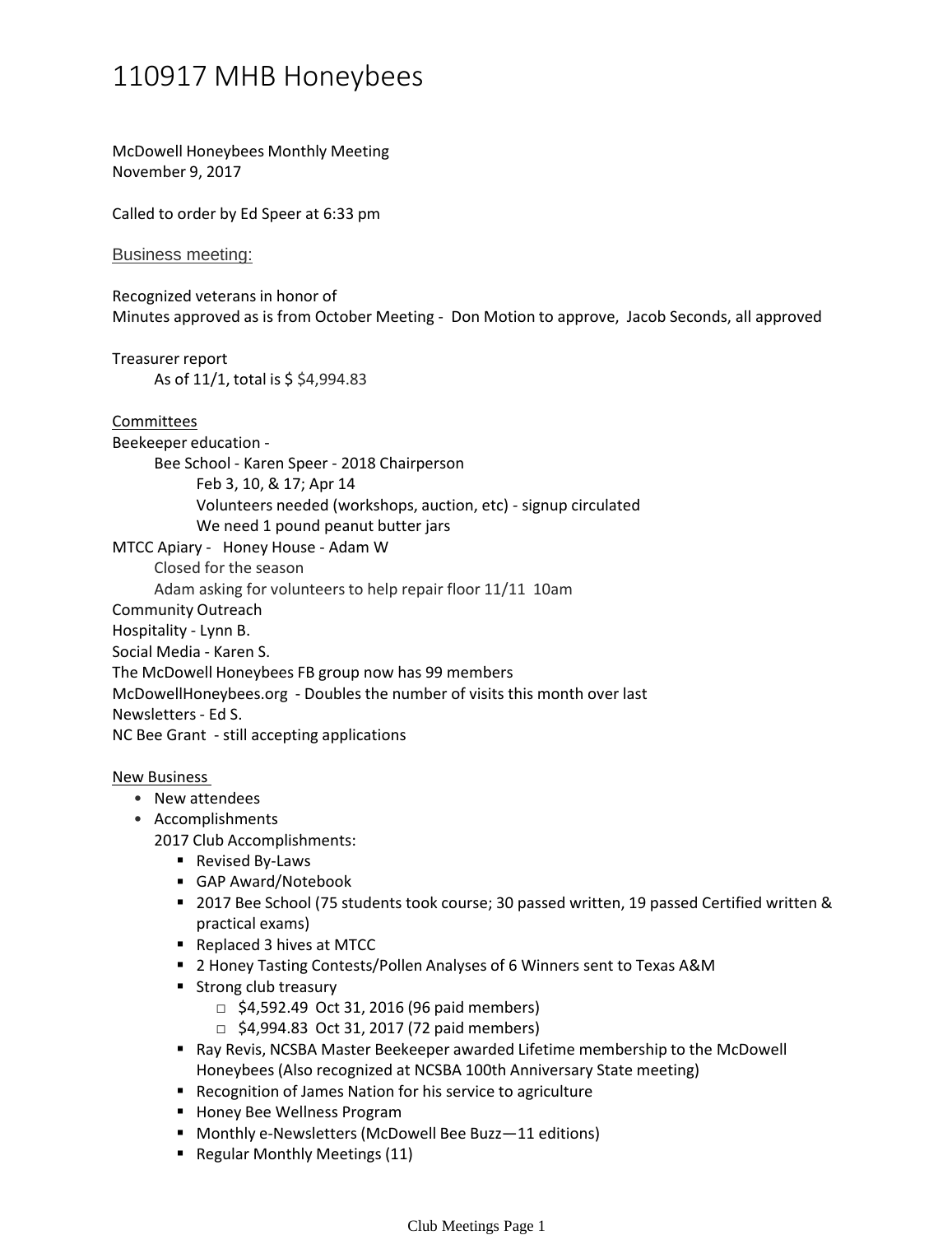# 110917 MHB Honeybees

McDowell Honeybees Monthly Meeting
November 9, 2017

Called to order by Ed Speer at 6:33 pm

Business meeting:

Recognized veterans in honor of
Minutes approved as is from October Meeting - Don Motion to approve, Jacob Seconds, all approved

Treasurer report
As of 11/1, total is $ $4,994.83

Committees

Beekeeper education -
- Bee School - Karen Speer - 2018 Chairperson
  - Feb 3, 10, & 17; Apr 14
  - Volunteers needed (workshops, auction, etc) - signup circulated
  - We need 1 pound peanut butter jars

MTCC Apiary - Honey House - Adam W
- Closed for the season
- Adam asking for volunteers to help repair floor 11/11 10am

Community Outreach
Hospitality - Lynn B.
Social Media - Karen S.
The McDowell Honeybees FB group now has 99 members
McDowellHoneybees.org - Doubles the number of visits this month over last
Newsletters - Ed S.
NC Bee Grant - still accepting applications

New Business
- New attendees
- Accomplishments
  2017 Club Accomplishments:
  - Revised By-Laws
  - GAP Award/Notebook
  - 2017 Bee School (75 students took course; 30 passed written, 19 passed Certified written & practical exams)
  - Replaced 3 hives at MTCC
  - 2 Honey Tasting Contests/Pollen Analyses of 6 Winners sent to Texas A&M
  - Strong club treasury
    - $4,592.49 Oct 31, 2016 (96 paid members)
    - $4,994.83 Oct 31, 2017 (72 paid members)
  - Ray Revis, NCSBA Master Beekeeper awarded Lifetime membership to the McDowell Honeybees (Also recognized at NCSBA 100th Anniversary State meeting)
  - Recognition of James Nation for his service to agriculture
  - Honey Bee Wellness Program
  - Monthly e-Newsletters (McDowell Bee Buzz—11 editions)
  - Regular Monthly Meetings (11)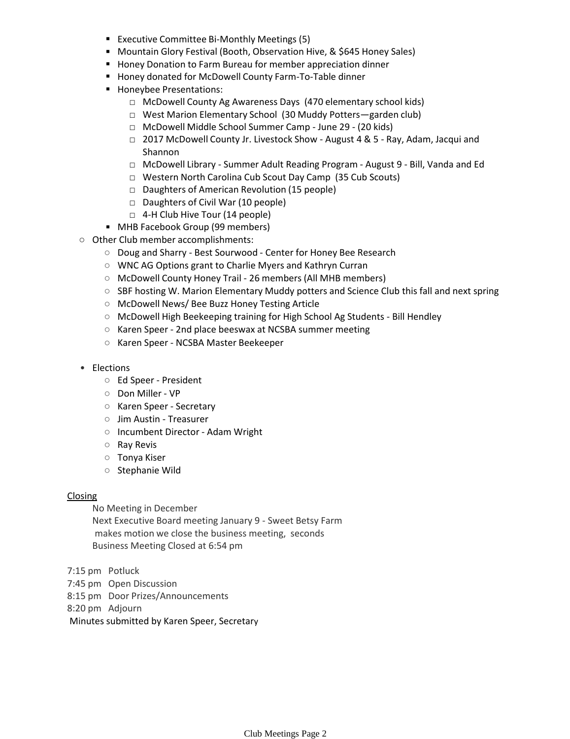- Executive Committee Bi-Monthly Meetings (5)
        - Mountain Glory Festival (Booth, Observation Hive, & $645 Honey Sales)
        - Honey Donation to Farm Bureau for member appreciation dinner
        - Honey donated for McDowell County Farm-To-Table dinner
        - Honeybee Presentations:
            - McDowell County Ag Awareness Days (470 elementary school kids)
            - West Marion Elementary School (30 Muddy Potters—garden club)
            - McDowell Middle School Summer Camp - June 29 - (20 kids)
            - 2017 McDowell County Jr. Livestock Show - August 4 & 5 - Ray, Adam, Jacqui and Shannon
            - McDowell Library - Summer Adult Reading Program - August 9 - Bill, Vanda and Ed
            - Western North Carolina Cub Scout Day Camp (35 Cub Scouts)
            - Daughters of American Revolution (15 people)
            - Daughters of Civil War (10 people)
            - 4-H Club Hive Tour (14 people)
        - MHB Facebook Group (99 members)
    - Other Club member accomplishments:
        - Doug and Sharry - Best Sourwood - Center for Honey Bee Research
        - WNC AG Options grant to Charlie Myers and Kathryn Curran
        - McDowell County Honey Trail - 26 members (All MHB members)
        - SBF hosting W. Marion Elementary Muddy potters and Science Club this fall and next spring
        - McDowell News/ Bee Buzz Honey Testing Article
        - McDowell High Beekeeping training for High School Ag Students - Bill Hendley
        - Karen Speer - 2nd place beeswax at NCSBA summer meeting
        - Karen Speer - NCSBA Master Beekeeper

- Elections
    - Ed Speer - President
    - Don Miller - VP
    - Karen Speer - Secretary
    - Jim Austin - Treasurer
    - Incumbent Director - Adam Wright
    - Ray Revis
    - Tonya Kiser
    - Stephanie Wild

<u>Closing</u>

No Meeting in December

Next Executive Board meeting January 9 - Sweet Betsy Farm

makes motion we close the business meeting, seconds

Business Meeting Closed at 6:54 pm

7:15 pm Potluck

7:45 pm Open Discussion

8:15 pm Door Prizes/Announcements

8:20 pm Adjourn

Minutes submitted by Karen Speer, Secretary